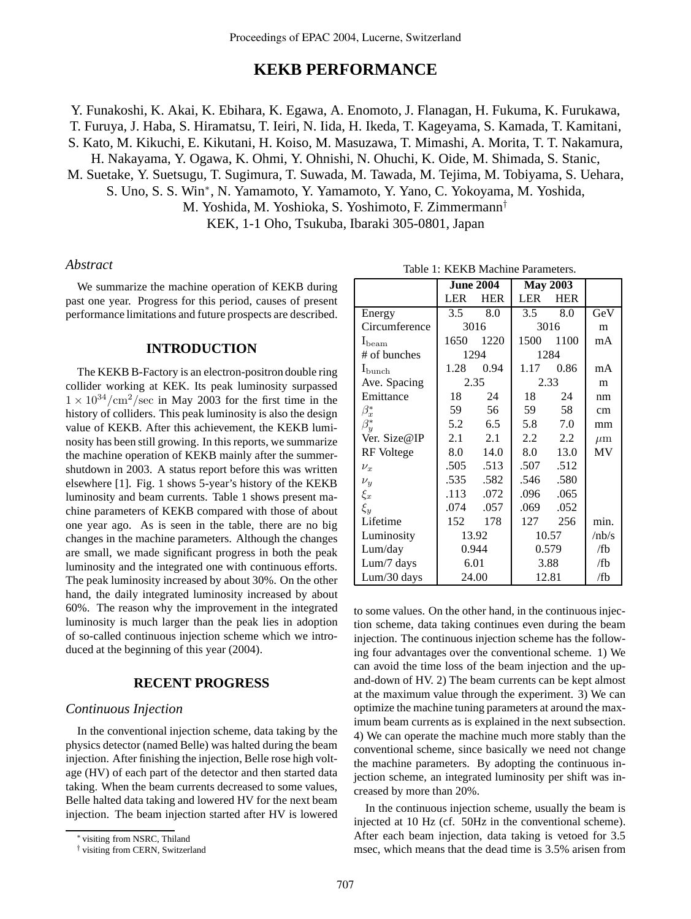# KEKB PERFORMANCE

Y. Funakoshi, K. Akai, K. Ebihara, K. Egawa, A. Enomoto, J. Flanagan, H. Fukuma, K. Furukawa, T. Furuya, J. Haba, S. Hiramatsu, T. Ieiri, N. Iida, H. Ikeda, T. Kageyama, S. Kamada, T. Kamitani, S. Kato, M. Kikuchi, E. Kikutani, H. Koiso, M. Masuzawa, T. Mimashi, A. Morita, T. T. Nakamura, H. Nakayama, Y. Ogawa, K. Ohmi, Y. Ohnishi, N. Ohuchi, K. Oide, M. Shimada, S. Stanic, M. Suetake, Y. Suetsugu, T. Sugimura, T. Suwada, M. Tawada, M. Tejima, M. Tobiyama, S. Uehara, S. Uno, S. S. Win*, N. Yamamoto, Y. Yamamoto, Y. Yano, C. Yokoyama, M. Yoshida, M. Yoshida, M. Yoshioka, S. Yoshimoto, F. Zimmermann†
KEK, 1-1 Oho, Tsukuba, Ibaraki 305-0801, Japan

### *Abstract*

We summarize the machine operation of KEKB during past one year. Progress for this period, causes of present performance limitations and future prospects are described.

## INTRODUCTION

The KEKB B-Factory is an electron-positron double ring collider working at KEK. Its peak luminosity surpassed $1 \times 10^{34}/\mathrm{cm}^2/\mathrm{sec}$ in May 2003 for the first time in the history of colliders. This peak luminosity is also the design value of KEKB. After this achievement, the KEKB luminosity has been still growing. In this reports, we summarize the machine operation of KEKB mainly after the summer-shutdown in 2003. A status report before this was written elsewhere [1]. Fig. 1 shows 5-year's history of the KEKB luminosity and beam currents. Table 1 shows present machine parameters of KEKB compared with those of about one year ago. As is seen in the table, there are no big changes in the machine parameters. Although the changes are small, we made significant progress in both the peak luminosity and the integrated one with continuous efforts. The peak luminosity increased by about 30%. On the other hand, the daily integrated luminosity increased by about 60%. The reason why the improvement in the integrated luminosity is much larger than the peak lies in adoption of so-called continuous injection scheme which we introduced at the beginning of this year (2004).

Table 1: KEKB Machine Parameters.

| | June 2004 | | May 2003 | | |
|---|---|---|---|---|---|
| | LER | HER | LER | HER | |
| Energy | 3.5 | 8.0 | 3.5 | 8.0 | GeV |
| Circumference | 3016 | | 3016 | | m |
| $I_{\mathrm{beam}}$ | 1650 | 1220 | 1500 | 1100 | mA |
| # of bunches | 1294 | | 1284 | | |
| $I_{\mathrm{bunch}}$ | 1.28 | 0.94 | 1.17 | 0.86 | mA |
| Ave. Spacing | 2.35 | | 2.33 | | m |
| Emittance | 18 | 24 | 18 | 24 | nm |
| $\beta_x^*$ | 59 | 56 | 59 | 58 | cm |
| $\beta_y^*$ | 5.2 | 6.5 | 5.8 | 7.0 | mm |
| Ver. Size@IP | 2.1 | 2.1 | 2.2 | 2.2 | $\mu$m |
| RF Voltege | 8.0 | 14.0 | 8.0 | 13.0 | MV |
| $\nu_x$ | .505 | .513 | .507 | .512 | |
| $\nu_y$ | .535 | .582 | .546 | .580 | |
| $\xi_x$ | .113 | .072 | .096 | .065 | |
| $\xi_y$ | .074 | .057 | .069 | .052 | |
| Lifetime | 152 | 178 | 127 | 256 | min. |
| Luminosity | 13.92 | | 10.57 | | /nb/s |
| Lum/day | 0.944 | | 0.579 | | /fb |
| Lum/7 days | 6.01 | | 3.88 | | /fb |
| Lum/30 days | 24.00 | | 12.81 | | /fb |

## RECENT PROGRESS

### *Continuous Injection*

In the conventional injection scheme, data taking by the physics detector (named Belle) was halted during the beam injection. After finishing the injection, Belle rose high voltage (HV) of each part of the detector and then started data taking. When the beam currents decreased to some values, Belle halted data taking and lowered HV for the next beam injection. The beam injection started after HV is lowered to some values. On the other hand, in the continuous injection scheme, data taking continues even during the beam injection. The continuous injection scheme has the following four advantages over the conventional scheme. 1) We can avoid the time loss of the beam injection and the up-and-down of HV. 2) The beam currents can be kept almost at the maximum value through the experiment. 3) We can optimize the machine tuning parameters at around the maximum beam currents as is explained in the next subsection. 4) We can operate the machine much more stably than the conventional scheme, since basically we need not change the machine parameters. By adopting the continuous injection scheme, an integrated luminosity per shift was increased by more than 20%.

In the continuous injection scheme, usually the beam is injected at 10 Hz (cf. 50Hz in the conventional scheme). After each beam injection, data taking is vetoed for 3.5 msec, which means that the dead time is 3.5% arisen from

\* visiting from NSRC, Thiland
† visiting from CERN, Switzerland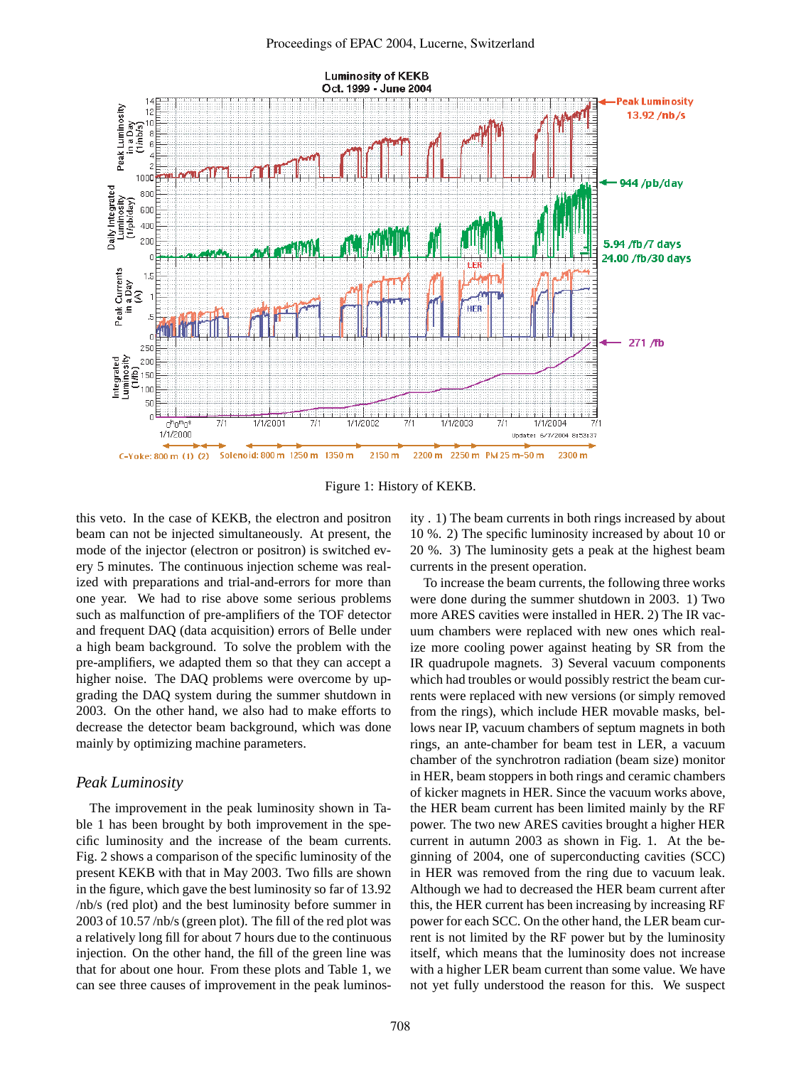Figure 1: History of KEKB.

this veto. In the case of KEKB, the electron and positron beam can not be injected simultaneously. At present, the mode of the injector (electron or positron) is switched every 5 minutes. The continuous injection scheme was realized with preparations and trial-and-errors for more than one year. We had to rise some serious problems such as malfunction of pre-amplifiers of the TOF detector and frequent DAQ (data acquisition) errors of Belle under a high beam background. To solve the problem with the pre-amplifiers, we adapted them so that they can accept a higher noise. The DAQ problems were overcome by upgrading the DAQ system during the summer shutdown in 2003. On the other hand, we also had to make efforts to decrease the detector beam background, which was done mainly by optimizing machine parameters.

## *Peak Luminosity*

The improvement in the peak luminosity shown in Table 1 has been brought by both improvement in the specific luminosity and the increase of the beam currents. Fig. 2 shows a comparison of the specific luminosity of the present KEKB with that in May 2003. Two fills are shown in the figure, which gave the best luminosity so far of 13.92 /nb/s (red plot) and the best luminosity before summer in 2003 of 10.57 /nb/s (green plot). The fill of the red plot was a relatively long fill for about 7 hours due to the continuous injection. On the other hand, the fill of the green line was that for about one hour. From these plots and Table 1, we can see three causes of improvement in the peak luminosity . 1) The beam currents in both rings increased by about 10 %. 2) The specific luminosity increased by about 10 or 20 %. 3) The luminosity gets a peak at the highest beam currents in the present operation.

To increase the beam currents, the following three works were done during the summer shutdown in 2003. 1) Two more ARES cavities were installed in HER. 2) The IR vacuum chambers were replaced with new ones which realize more cooling power against heating by SR from the IR quadrupole magnets. 3) Several vacuum components which had troubles or would possibly restrict the beam currents were replaced with new versions (or simply removed from the rings), which include HER movable masks, bellows near IP, vacuum chambers of septum magnets in both rings, an ante-chamber for beam test in LER, a vacuum chamber of the synchrotron radiation (beam size) monitor in HER, beam stoppers in both rings and ceramic chambers of kicker magnets in HER. Since the vacuum works above, the HER beam current has been limited mainly by the RF power. The two new ARES cavities brought a higher HER current in autumn 2003 as shown in Fig. 1. At the beginning of 2004, one of superconducting cavities (SCC) in HER was removed from the ring due to vacuum leak. Although we had to decreased the HER beam current after this, the HER current has been increasing by increasing RF power for each SCC. On the other hand, the LER beam current is not limited by the RF power but by the luminosity itself, which means that the luminosity does not increase with a higher LER beam current than some value. We have not yet fully understood the reason for this. We suspect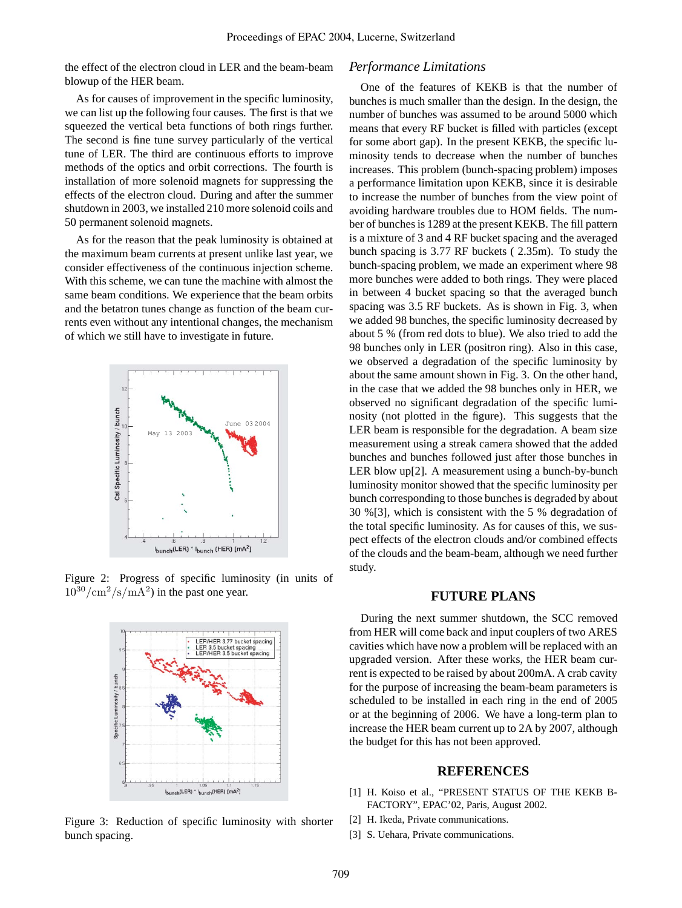the effect of the electron cloud in LER and the beam-beam blowup of the HER beam.

As for causes of improvement in the specific luminosity, we can list up the following four causes. The first is that we squeezed the vertical beta functions of both rings further. The second is fine tune survey particularly of the vertical tune of LER. The third are continuous efforts to improve methods of the optics and orbit corrections. The fourth is installation of more solenoid magnets for suppressing the effects of the electron cloud. During and after the summer shutdown in 2003, we installed 210 more solenoid coils and 50 permanent solenoid magnets.

As for the reason that the peak luminosity is obtained at the maximum beam currents at present unlike last year, we consider effectiveness of the continuous injection scheme. With this scheme, we can tune the machine with almost the same beam conditions. We experience that the beam orbits and the betatron tunes change as function of the beam currents even without any intentional changes, the mechanism of which we still have to investigate in future.

CsI Specific Luminosity / bunch
May 13 2003
June 03 2004
$I_{bunch}(LER) * I_{bunch}(HER)$ [mA²]

Figure 2: Progress of specific luminosity (in units of $10^{30}/\mathrm{cm}^2/\mathrm{s}/\mathrm{mA}^2$) in the past one year.

LER/HER 3.77 bucket spacing
LER 3.5 bucket spacing
LER/HER 3.5 bucket spacing
Specific Luminosity / bunch
$I_{bunch}(LER) * I_{bunch}(HER)$ [mA²]

Figure 3: Reduction of specific luminosity with shorter bunch spacing.

### *Performance Limitations*

One of the features of KEKB is that the number of bunches is much smaller than the design. In the design, the number of bunches was assumed to be around 5000 which means that every RF bucket is filled with particles (except for some abort gap). In the present KEKB, the specific luminosity tends to decrease when the number of bunches increases. This problem (bunch-spacing problem) imposes a performance limitation upon KEKB, since it is desirable to increase the number of bunches from the view point of avoiding hardware troubles due to HOM fields. The number of bunches is 1289 at the present KEKB. The fill pattern is a mixture of 3 and 4 RF bucket spacing and the averaged bunch spacing is 3.77 RF buckets ( 2.35m). To study the bunch-spacing problem, we made an experiment where 98 more bunches were added to both rings. They were placed in between 4 bucket spacing so that the averaged bunch spacing was 3.5 RF buckets. As is shown in Fig. 3, when we added 98 bunches, the specific luminosity decreased by about 5 % (from red dots to blue). We also tried to add the 98 bunches only in LER (positron ring). Also in this case, we observed a degradation of the specific luminosity by about the same amount shown in Fig. 3. On the other hand, in the case that we added the 98 bunches only in HER, we observed no significant degradation of the specific luminosity (not plotted in the figure). This suggests that the LER beam is responsible for the degradation. A beam size measurement using a streak camera showed that the added bunches and bunches followed just after those bunches in LER blow up[2]. A measurement using a bunch-by-bunch luminosity monitor showed that the specific luminosity per bunch corresponding to those bunches is degraded by about 30 %[3], which is consistent with the 5 % degradation of the total specific luminosity. As for causes of this, we suspect effects of the electron clouds and/or combined effects of the clouds and the beam-beam, although we need further study.

## FUTURE PLANS

During the next summer shutdown, the SCC removed from HER will come back and input couplers of two ARES cavities which have now a problem will be replaced with an upgraded version. After these works, the HER beam current is expected to be raised by about 200mA. A crab cavity for the purpose of increasing the beam-beam parameters is scheduled to be installed in each ring in the end of 2005 or at the beginning of 2006. We have a long-term plan to increase the HER beam current up to 2A by 2007, although the budget for this has not been approved.

## REFERENCES

[1] H. Koiso et al., "PRESENT STATUS OF THE KEKB B-FACTORY", EPAC'02, Paris, August 2002.

[2] H. Ikeda, Private communications.

[3] S. Uehara, Private communications.